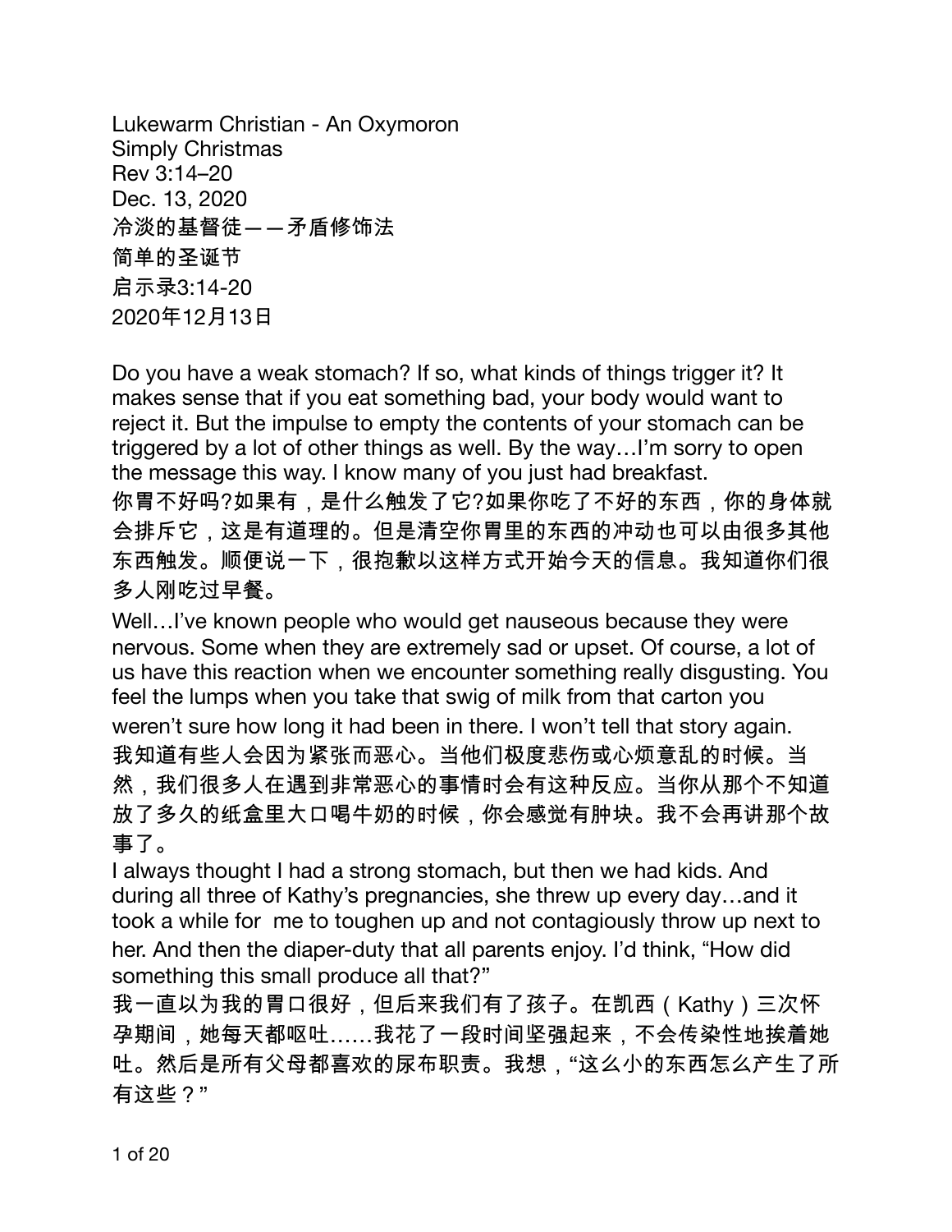Lukewarm Christian - An Oxymoron
Simply Christmas
Rev 3:14–20
Dec. 13, 2020
冷淡的基督徒——矛盾修饰法
简单的圣诞节
启示录3:14-20
2020年12月13日

Do you have a weak stomach? If so, what kinds of things trigger it? It makes sense that if you eat something bad, your body would want to reject it. But the impulse to empty the contents of your stomach can be triggered by a lot of other things as well. By the way…I'm sorry to open the message this way. I know many of you just had breakfast.
你胃不好吗?如果有，是什么触发了它?如果你吃了不好的东西，你的身体就会排斥它，这是有道理的。但是清空你胃里的东西的冲动也可以由很多其他东西触发。顺便说一下，很抱歉以这样方式开始今天的信息。我知道你们很多人刚吃过早餐。

Well…I've known people who would get nauseous because they were nervous. Some when they are extremely sad or upset. Of course, a lot of us have this reaction when we encounter something really disgusting. You feel the lumps when you take that swig of milk from that carton you weren't sure how long it had been in there. I won't tell that story again.
我知道有些人会因为紧张而恶心。当他们极度悲伤或心烦意乱的时候。当然，我们很多人在遇到非常恶心的事情时会有这种反应。当你从那个不知道放了多久的纸盒里大口喝牛奶的时候，你会感觉有肿块。我不会再讲那个故事了。

I always thought I had a strong stomach, but then we had kids. And during all three of Kathy's pregnancies, she threw up every day…and it took a while for me to toughen up and not contagiously throw up next to her. And then the diaper-duty that all parents enjoy. I'd think, "How did something this small produce all that?"
我一直以为我的胃口很好，但后来我们有了孩子。在凯西（Kathy）三次怀孕期间，她每天都呕吐……我花了一段时间坚强起来，不会传染性地挨着她吐。然后是所有父母都喜欢的尿布职责。我想，"这么小的东西怎么产生了所有这些？"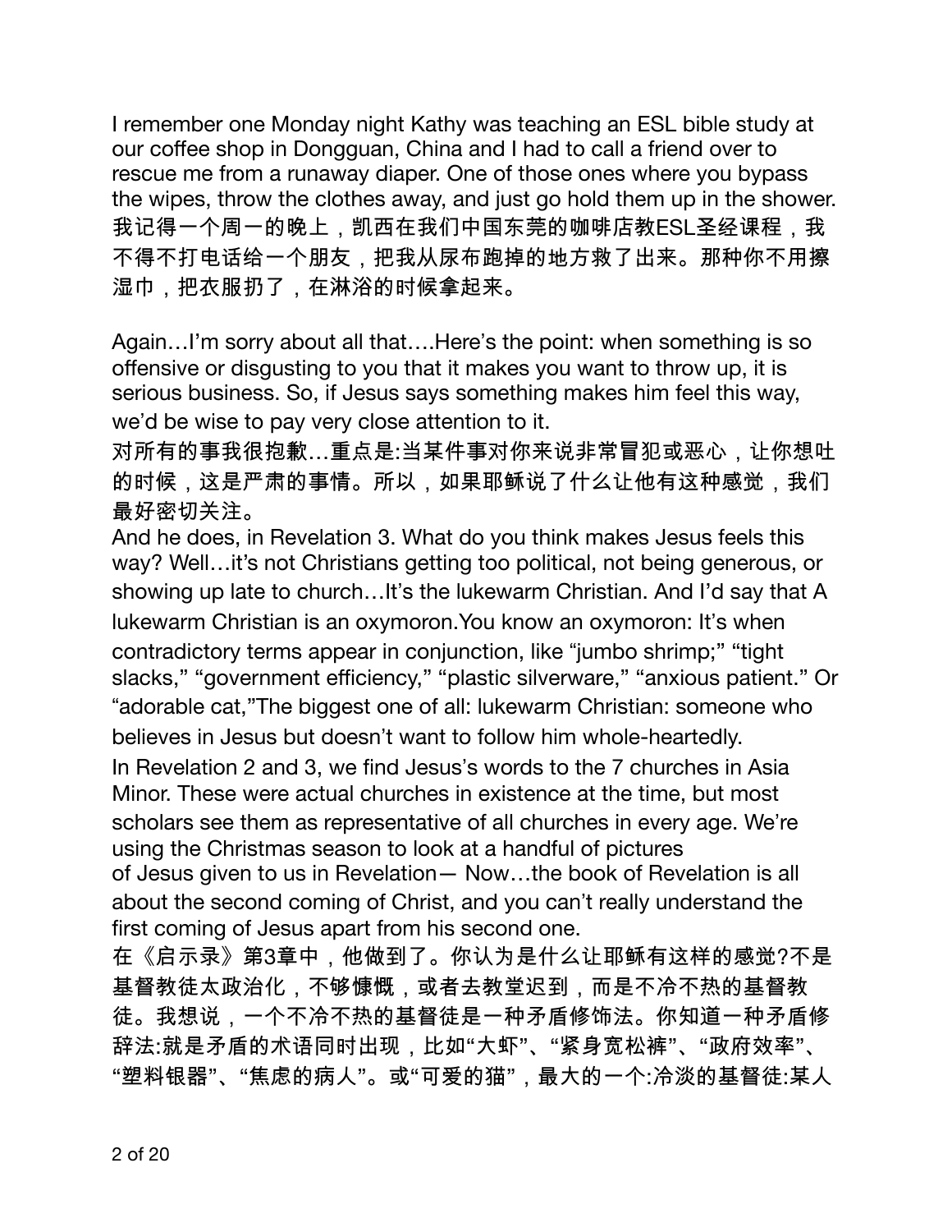I remember one Monday night Kathy was teaching an ESL bible study at our coffee shop in Dongguan, China and I had to call a friend over to rescue me from a runaway diaper. One of those ones where you bypass the wipes, throw the clothes away, and just go hold them up in the shower.
我记得一个周一的晚上，凯西在我们中国东莞的咖啡店教ESL圣经课程，我不得不打电话给一个朋友，把我从尿布跑掉的地方救了出来。那种你不用擦湿巾，把衣服扔了，在淋浴的时候拿起来。

Again…I'm sorry about all that….Here's the point: when something is so offensive or disgusting to you that it makes you want to throw up, it is serious business. So, if Jesus says something makes him feel this way, we'd be wise to pay very close attention to it.
对所有的事我很抱歉…重点是:当某件事对你来说非常冒犯或恶心，让你想吐的时候，这是严肃的事情。所以，如果耶稣说了什么让他有这种感觉，我们最好密切关注。
And he does, in Revelation 3. What do you think makes Jesus feels this way? Well…it's not Christians getting too political, not being generous, or showing up late to church…It's the lukewarm Christian. And I'd say that A lukewarm Christian is an oxymoron.You know an oxymoron: It's when contradictory terms appear in conjunction, like "jumbo shrimp;" "tight slacks," "government efficiency," "plastic silverware," "anxious patient." Or "adorable cat,"The biggest one of all: lukewarm Christian: someone who believes in Jesus but doesn't want to follow him whole-heartedly.
In Revelation 2 and 3, we find Jesus's words to the 7 churches in Asia Minor. These were actual churches in existence at the time, but most scholars see them as representative of all churches in every age. We're using the Christmas season to look at a handful of pictures of Jesus given to us in Revelation— Now…the book of Revelation is all about the second coming of Christ, and you can't really understand the first coming of Jesus apart from his second one.
在《启示录》第3章中，他做到了。你认为是什么让耶稣有这样的感觉?不是基督教徒太政治化，不够慷慨，或者去教堂迟到，而是不冷不热的基督教徒。我想说，一个不冷不热的基督徒是一种矛盾修饰法。你知道一种矛盾修辞法:就是矛盾的术语同时出现，比如"大虾"、"紧身宽松裤"、"政府效率"、"塑料银器"、"焦虑的病人"。或"可爱的猫"，最大的一个:冷淡的基督徒:某人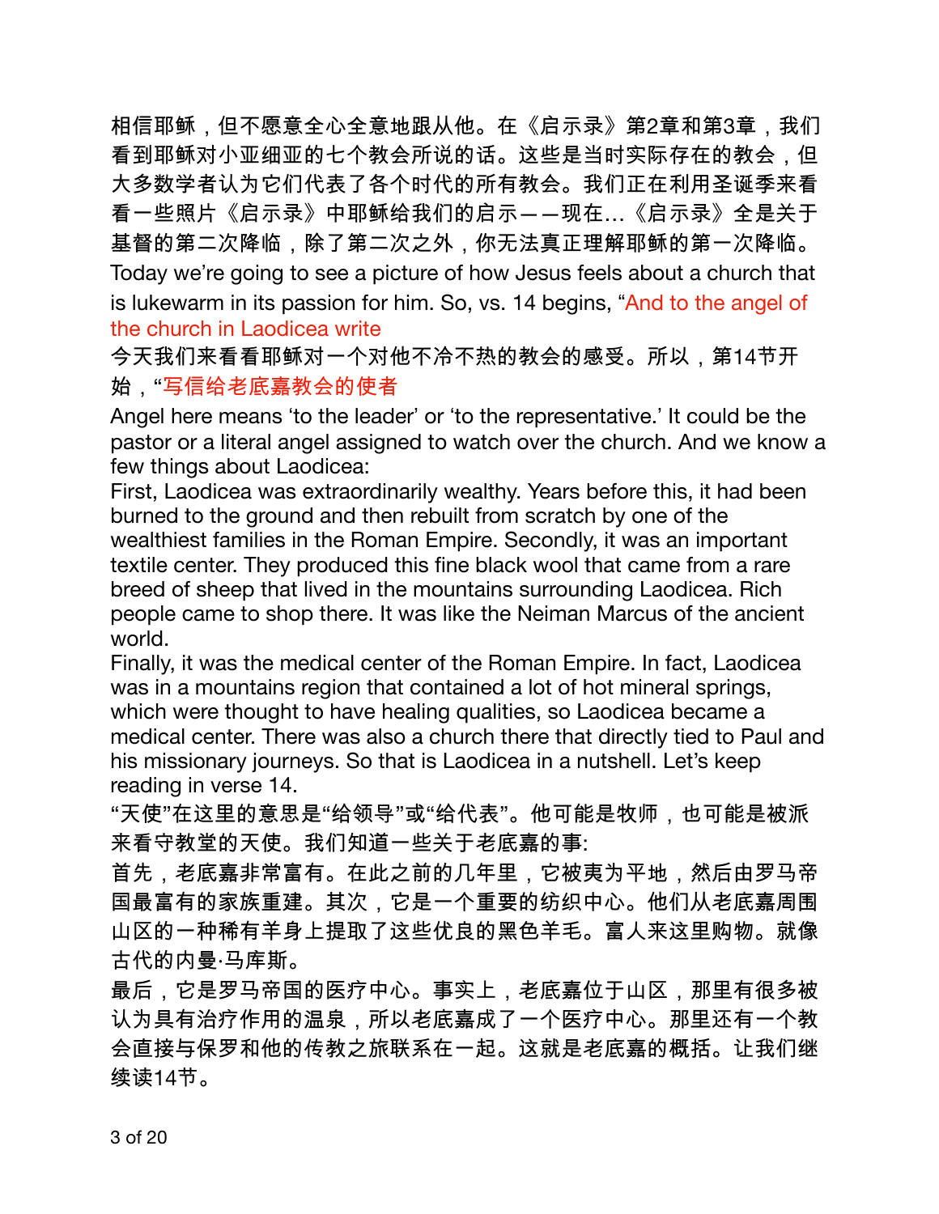相信耶稣，但不愿意全心全意地跟从他。在《启示录》第2章和第3章，我们看到耶稣对小亚细亚的七个教会所说的话。这些是当时实际存在的教会，但大多数学者认为它们代表了各个时代的所有教会。我们正在利用圣诞季来看看一些照片《启示录》中耶稣给我们的启示——现在…《启示录》全是关于基督的第二次降临，除了第二次之外，你无法真正理解耶稣的第一次降临。

Today we're going to see a picture of how Jesus feels about a church that is lukewarm in its passion for him. So, vs. 14 begins, "And to the angel of the church in Laodicea write

今天我们来看看耶稣对一个对他不冷不热的教会的感受。所以，第14节开始，"写信给老底嘉教会的使者

Angel here means 'to the leader' or 'to the representative.' It could be the pastor or a literal angel assigned to watch over the church. And we know a few things about Laodicea:

First, Laodicea was extraordinarily wealthy. Years before this, it had been burned to the ground and then rebuilt from scratch by one of the wealthiest families in the Roman Empire. Secondly, it was an important textile center. They produced this fine black wool that came from a rare breed of sheep that lived in the mountains surrounding Laodicea. Rich people came to shop there. It was like the Neiman Marcus of the ancient world.

Finally, it was the medical center of the Roman Empire. In fact, Laodicea was in a mountains region that contained a lot of hot mineral springs, which were thought to have healing qualities, so Laodicea became a medical center. There was also a church there that directly tied to Paul and his missionary journeys. So that is Laodicea in a nutshell. Let's keep reading in verse 14.

"天使"在这里的意思是"给领导"或"给代表"。他可能是牧师，也可能是被派来看守教堂的天使。我们知道一些关于老底嘉的事:

首先，老底嘉非常富有。在此之前的几年里，它被夷为平地，然后由罗马帝国最富有的家族重建。其次，它是一个重要的纺织中心。他们从老底嘉周围山区的一种稀有羊身上提取了这些优良的黑色羊毛。富人来这里购物。就像古代的内曼·马库斯。

最后，它是罗马帝国的医疗中心。事实上，老底嘉位于山区，那里有很多被认为具有治疗作用的温泉，所以老底嘉成了一个医疗中心。那里还有一个教会直接与保罗和他的传教之旅联系在一起。这就是老底嘉的概括。让我们继续读14节。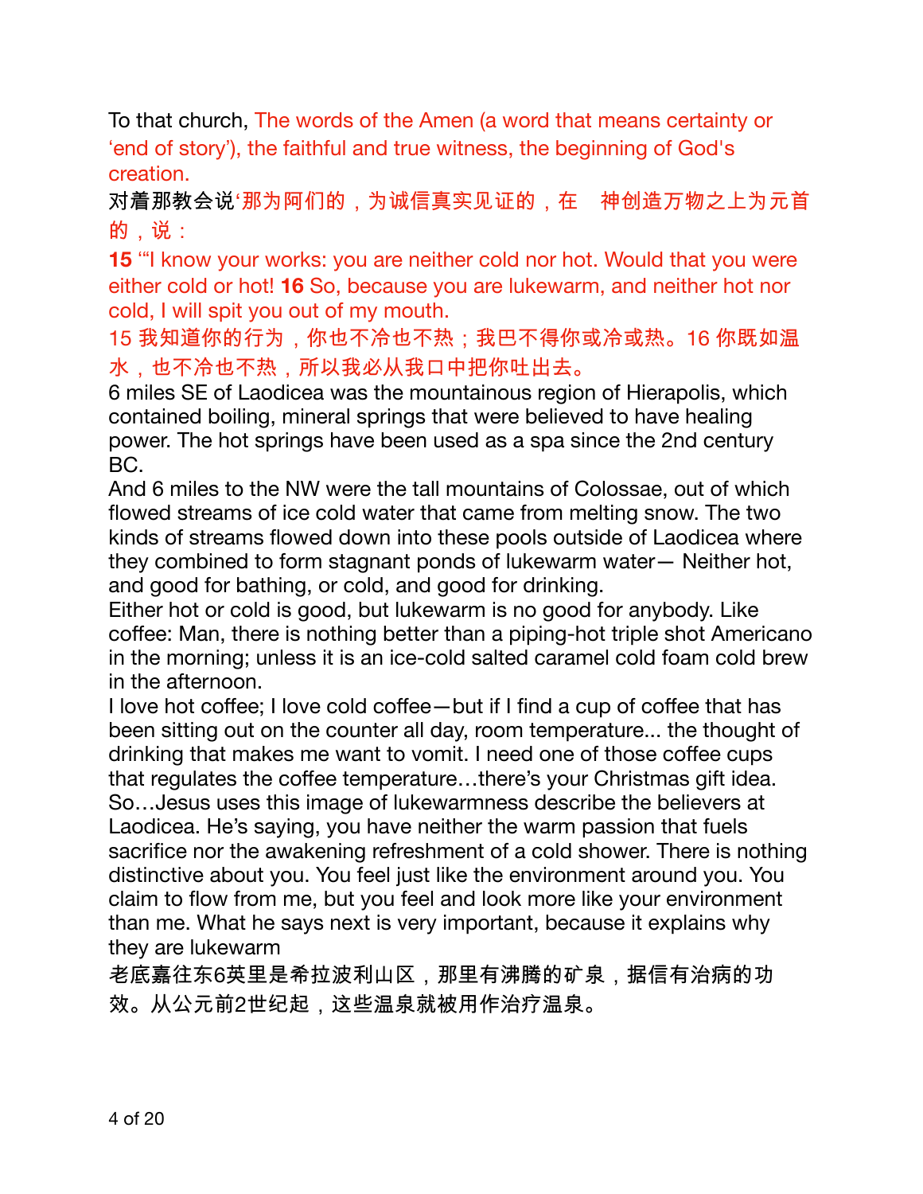To that church, The words of the Amen (a word that means certainty or 'end of story'), the faithful and true witness, the beginning of God's creation.

对着那教会说'那为阿们的，为诚信真实见证的，在　神创造万物之上为元首的，说：

**15** '"I know your works: you are neither cold nor hot. Would that you were either cold or hot! **16** So, because you are lukewarm, and neither hot nor cold, I will spit you out of my mouth.

15 我知道你的行为，你也不冷也不热；我巴不得你或冷或热。16 你既如温水，也不冷也不热，所以我必从我口中把你吐出去。

6 miles SE of Laodicea was the mountainous region of Hierapolis, which contained boiling, mineral springs that were believed to have healing power. The hot springs have been used as a spa since the 2nd century BC.

And 6 miles to the NW were the tall mountains of Colossae, out of which flowed streams of ice cold water that came from melting snow. The two kinds of streams flowed down into these pools outside of Laodicea where they combined to form stagnant ponds of lukewarm water— Neither hot, and good for bathing, or cold, and good for drinking.

Either hot or cold is good, but lukewarm is no good for anybody. Like coffee: Man, there is nothing better than a piping-hot triple shot Americano in the morning; unless it is an ice-cold salted caramel cold foam cold brew in the afternoon.

I love hot coffee; I love cold coffee—but if I find a cup of coffee that has been sitting out on the counter all day, room temperature... the thought of drinking that makes me want to vomit. I need one of those coffee cups that regulates the coffee temperature…there's your Christmas gift idea.

So…Jesus uses this image of lukewarmness describe the believers at Laodicea. He's saying, you have neither the warm passion that fuels sacrifice nor the awakening refreshment of a cold shower. There is nothing distinctive about you. You feel just like the environment around you. You claim to flow from me, but you feel and look more like your environment than me. What he says next is very important, because it explains why they are lukewarm

老底嘉往东6英里是希拉波利山区，那里有沸腾的矿泉，据信有治病的功效。从公元前2世纪起，这些温泉就被用作治疗温泉。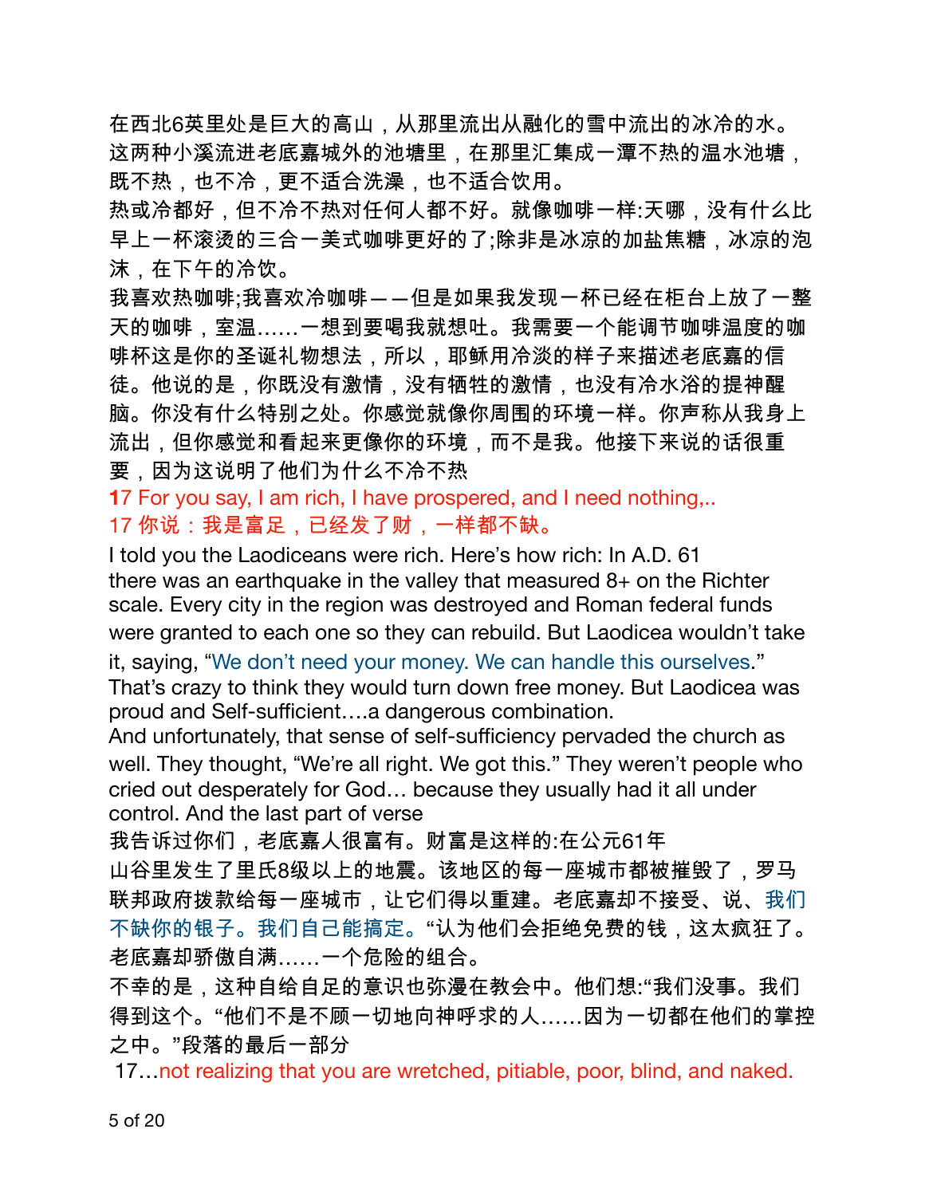在西北6英里处是巨大的高山，从那里流出从融化的雪中流出的冰冷的水。这两种小溪流进老底嘉城外的池塘里，在那里汇集成一潭不热的温水池塘，既不热，也不冷，更不适合洗澡，也不适合饮用。

热或冷都好，但不冷不热对任何人都不好。就像咖啡一样:天哪，没有什么比早上一杯滚烫的三合一美式咖啡更好的了;除非是冰凉的加盐焦糖，冰凉的泡沫，在下午的冷饮。

我喜欢热咖啡;我喜欢冷咖啡——但是如果我发现一杯已经在柜台上放了一整天的咖啡，室温……一想到要喝我就想吐。我需要一个能调节咖啡温度的咖啡杯这是你的圣诞礼物想法，所以，耶稣用冷淡的样子来描述老底嘉的信徒。他说的是，你既没有激情，没有牺牲的激情，也没有冷水浴的提神醒脑。你没有什么特别之处。你感觉就像你周围的环境一样。你声称从我身上流出，但你感觉和看起来更像你的环境，而不是我。他接下来说的话很重要，因为这说明了他们为什么不冷不热

**17** For you say, I am rich, I have prospered, and I need nothing,..

17 你说：我是富足，已经发了财，一样都不缺。

I told you the Laodiceans were rich. Here's how rich: In A.D. 61 there was an earthquake in the valley that measured 8+ on the Richter scale. Every city in the region was destroyed and Roman federal funds were granted to each one so they can rebuild. But Laodicea wouldn't take it, saying, "We don't need your money. We can handle this ourselves." That's crazy to think they would turn down free money. But Laodicea was proud and Self-sufficient….a dangerous combination.

And unfortunately, that sense of self-sufficiency pervaded the church as well. They thought, "We're all right. We got this." They weren't people who cried out desperately for God… because they usually had it all under control. And the last part of verse

我告诉过你们，老底嘉人很富有。财富是这样的:在公元61年山谷里发生了里氏8级以上的地震。该地区的每一座城市都被摧毁了，罗马联邦政府拨款给每一座城市，让它们得以重建。老底嘉却不接受、说、我们不缺你的银子。我们自己能搞定。"认为他们会拒绝免费的钱，这太疯狂了。老底嘉却骄傲自满……一个危险的组合。

不幸的是，这种自给自足的意识也弥漫在教会中。他们想:"我们没事。我们得到这个。"他们不是不顾一切地向神呼求的人……因为一切都在他们的掌控之中。"段落的最后一部分

17…not realizing that you are wretched, pitiable, poor, blind, and naked.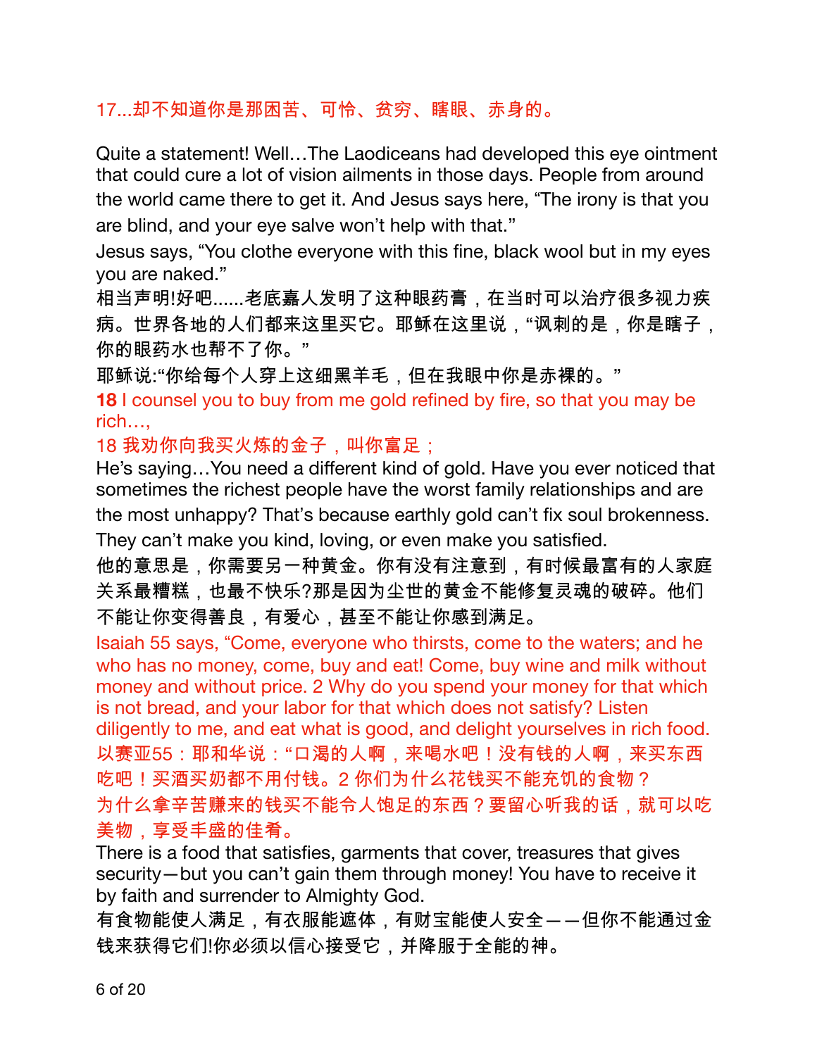17...却不知道你是那困苦、可怜、贫穷、瞎眼、赤身的。

Quite a statement! Well…The Laodiceans had developed this eye ointment that could cure a lot of vision ailments in those days. People from around the world came there to get it. And Jesus says here, "The irony is that you are blind, and your eye salve won't help with that."

Jesus says, "You clothe everyone with this fine, black wool but in my eyes you are naked."

相当声明!好吧......老底嘉人发明了这种眼药膏，在当时可以治疗很多视力疾病。世界各地的人们都来这里买它。耶稣在这里说，"讽刺的是，你是瞎子，你的眼药水也帮不了你。"

耶稣说:"你给每个人穿上这细黑羊毛，但在我眼中你是赤裸的。"

**18** I counsel you to buy from me gold refined by fire, so that you may be rich…,

18 我劝你向我买火炼的金子，叫你富足；

He's saying…You need a different kind of gold. Have you ever noticed that sometimes the richest people have the worst family relationships and are the most unhappy? That's because earthly gold can't fix soul brokenness. They can't make you kind, loving, or even make you satisfied.

他的意思是，你需要另一种黄金。你有没有注意到，有时候最富有的人家庭关系最糟糕，也最不快乐?那是因为尘世的黄金不能修复灵魂的破碎。他们不能让你变得善良，有爱心，甚至不能让你感到满足。

Isaiah 55 says, "Come, everyone who thirsts, come to the waters; and he who has no money, come, buy and eat! Come, buy wine and milk without money and without price. 2 Why do you spend your money for that which is not bread, and your labor for that which does not satisfy? Listen diligently to me, and eat what is good, and delight yourselves in rich food.

以赛亚55：耶和华说："口渴的人啊，来喝水吧！没有钱的人啊，来买东西吃吧！买酒买奶都不用付钱。2 你们为什么花钱买不能充饥的食物？为什么拿辛苦赚来的钱买不能令人饱足的东西？要留心听我的话，就可以吃美物，享受丰盛的佳肴。

There is a food that satisfies, garments that cover, treasures that gives security—but you can't gain them through money! You have to receive it by faith and surrender to Almighty God.

有食物能使人满足，有衣服能遮体，有财宝能使人安全——但你不能通过金钱来获得它们!你必须以信心接受它，并降服于全能的神。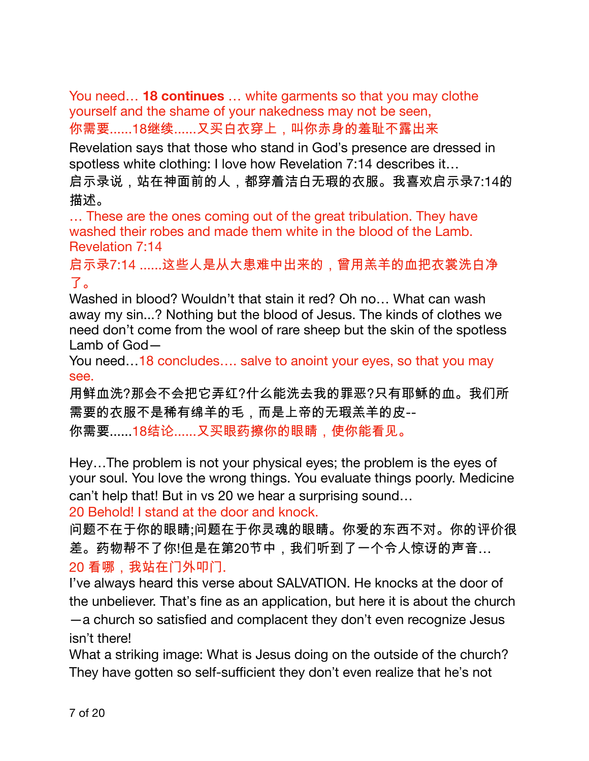You need… **18 continues** … white garments so that you may clothe yourself and the shame of your nakedness may not be seen,
你需要......18继续......又买白衣穿上，叫你赤身的羞耻不露出来

Revelation says that those who stand in God's presence are dressed in spotless white clothing: I love how Revelation 7:14 describes it…
启示录说，站在神面前的人，都穿着洁白无瑕的衣服。我喜欢启示录7:14的描述。

… These are the ones coming out of the great tribulation. They have washed their robes and made them white in the blood of the Lamb. Revelation 7:14
启示录7:14 ......这些人是从大患难中出来的，曾用羔羊的血把衣裳洗白净了。

Washed in blood? Wouldn't that stain it red? Oh no… What can wash away my sin...? Nothing but the blood of Jesus. The kinds of clothes we need don't come from the wool of rare sheep but the skin of the spotless Lamb of God—
You need…18 concludes…. salve to anoint your eyes, so that you may see.
用鲜血洗?那会不会把它弄红?什么能洗去我的罪恶?只有耶稣的血。我们所需要的衣服不是稀有绵羊的毛，而是上帝的无瑕羔羊的皮--
你需要......18结论......又买眼药擦你的眼睛，使你能看见。

Hey…The problem is not your physical eyes; the problem is the eyes of your soul. You love the wrong things. You evaluate things poorly. Medicine can't help that! But in vs 20 we hear a surprising sound…
20 Behold! I stand at the door and knock.
问题不在于你的眼睛;问题在于你灵魂的眼睛。你爱的东西不对。你的评价很差。药物帮不了你!但是在第20节中，我们听到了一个令人惊讶的声音…
20 看哪，我站在门外叩门.

I've always heard this verse about SALVATION. He knocks at the door of the unbeliever. That's fine as an application, but here it is about the church—a church so satisfied and complacent they don't even recognize Jesus isn't there!
What a striking image: What is Jesus doing on the outside of the church? They have gotten so self-sufficient they don't even realize that he's not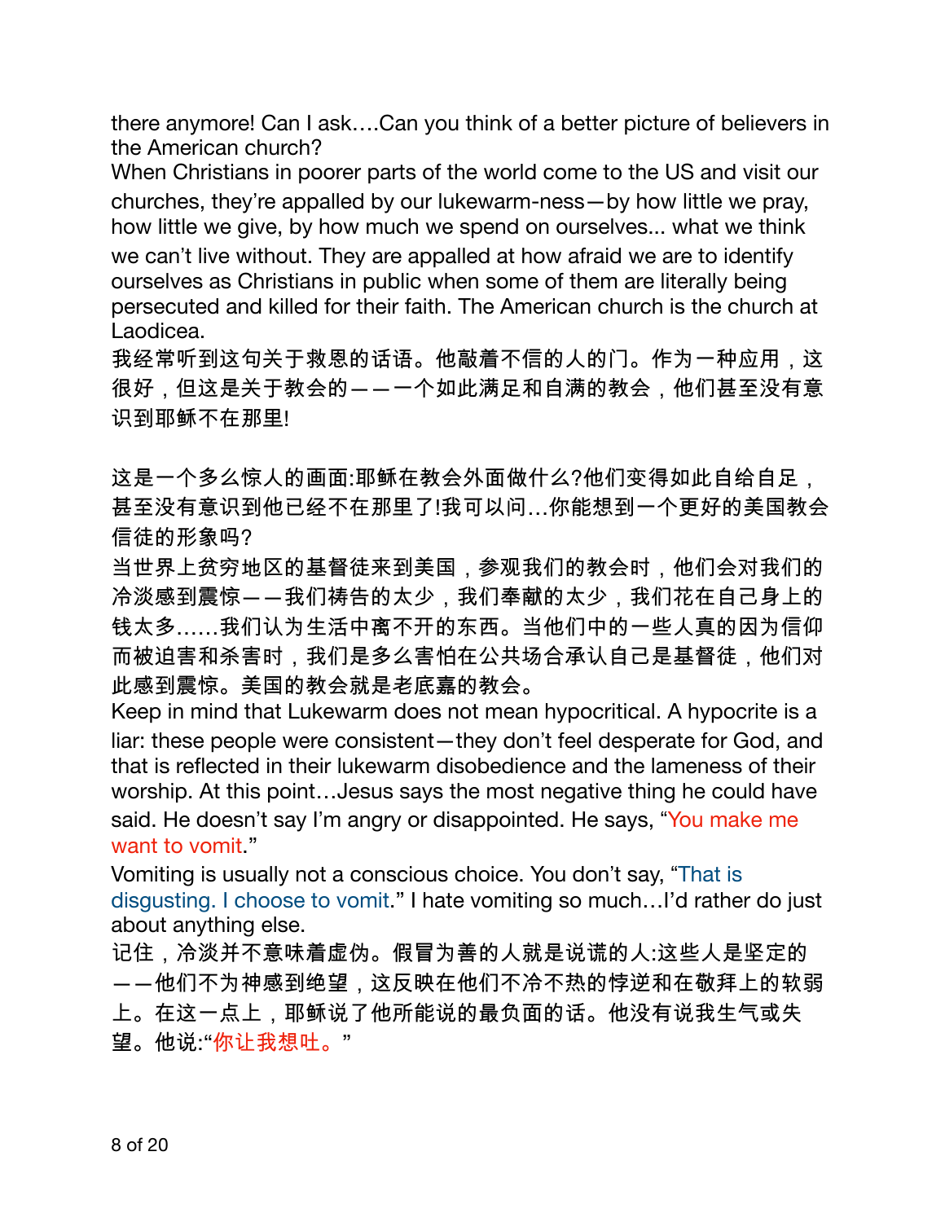there anymore! Can I ask….Can you think of a better picture of believers in the American church?

When Christians in poorer parts of the world come to the US and visit our churches, they're appalled by our lukewarm-ness—by how little we pray, how little we give, by how much we spend on ourselves... what we think we can't live without. They are appalled at how afraid we are to identify ourselves as Christians in public when some of them are literally being persecuted and killed for their faith. The American church is the church at Laodicea.

我经常听到这句关于救恩的话语。他敲着不信的人的门。作为一种应用，这很好，但这是关于教会的——一个如此满足和自满的教会，他们甚至没有意识到耶稣不在那里!

这是一个多么惊人的画面:耶稣在教会外面做什么?他们变得如此自给自足，甚至没有意识到他已经不在那里了!我可以问…你能想到一个更好的美国教会信徒的形象吗?

当世界上贫穷地区的基督徒来到美国，参观我们的教会时，他们会对我们的冷淡感到震惊——我们祷告的太少，我们奉献的太少，我们花在自己身上的钱太多……我们认为生活中离不开的东西。当他们中的一些人真的因为信仰而被迫害和杀害时，我们是多么害怕在公共场合承认自己是基督徒，他们对此感到震惊。美国的教会就是老底嘉的教会。

Keep in mind that Lukewarm does not mean hypocritical. A hypocrite is a liar: these people were consistent—they don't feel desperate for God, and that is reflected in their lukewarm disobedience and the lameness of their worship. At this point…Jesus says the most negative thing he could have said. He doesn't say I'm angry or disappointed. He says, "You make me want to vomit."

Vomiting is usually not a conscious choice. You don't say, "That is disgusting. I choose to vomit." I hate vomiting so much…I'd rather do just about anything else.

记住，冷淡并不意味着虚伪。假冒为善的人就是说谎的人:这些人是坚定的——他们不为神感到绝望，这反映在他们不冷不热的悖逆和在敬拜上的软弱上。在这一点上，耶稣说了他所能说的最负面的话。他没有说我生气或失望。他说:"你让我想吐。"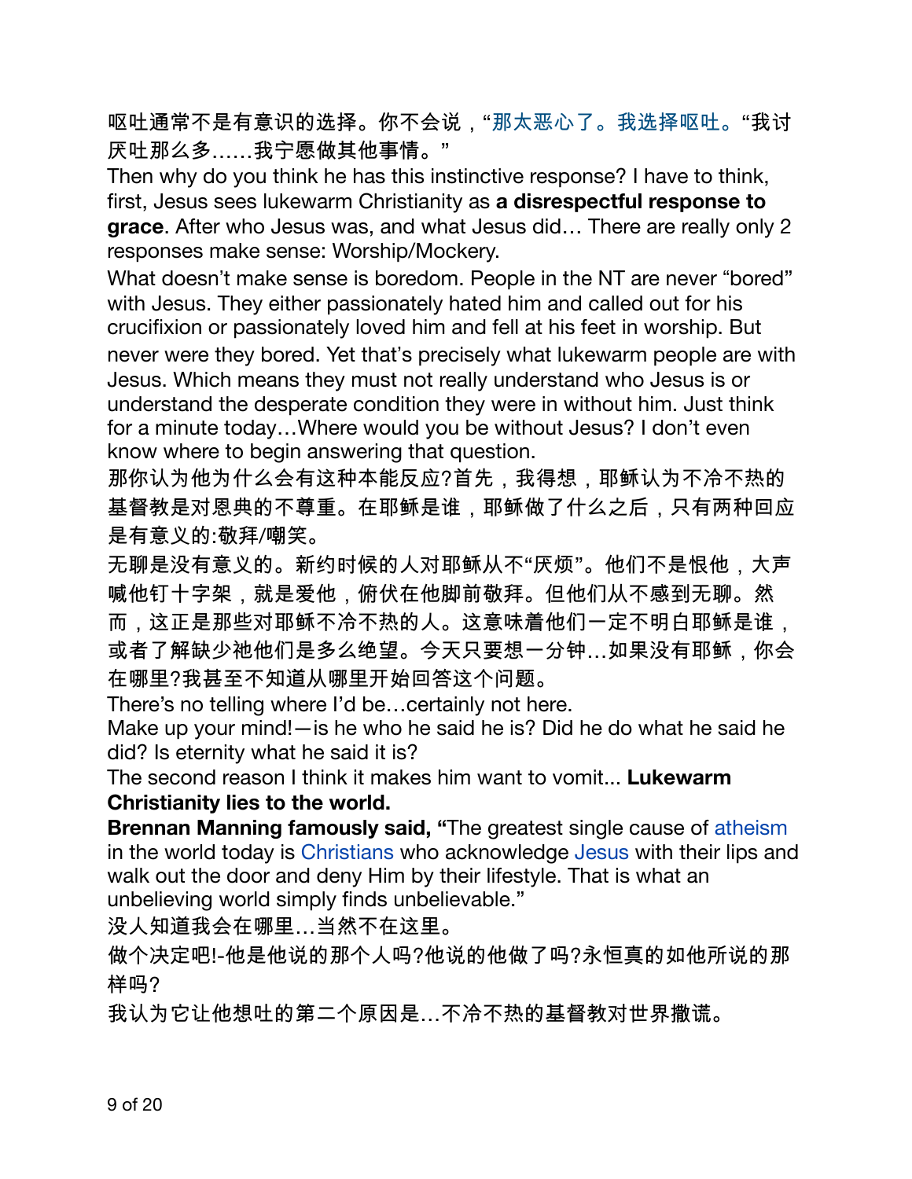呕吐通常不是有意识的选择。你不会说，“那太恶心了。我选择呕吐。“我讨厌吐那么多……我宁愿做其他事情。”

Then why do you think he has this instinctive response? I have to think, first, Jesus sees lukewarm Christianity as **a disrespectful response to grace**. After who Jesus was, and what Jesus did… There are really only 2 responses make sense: Worship/Mockery.

What doesn't make sense is boredom. People in the NT are never "bored" with Jesus. They either passionately hated him and called out for his crucifixion or passionately loved him and fell at his feet in worship. But never were they bored. Yet that's precisely what lukewarm people are with Jesus. Which means they must not really understand who Jesus is or understand the desperate condition they were in without him. Just think for a minute today…Where would you be without Jesus? I don't even know where to begin answering that question.

那你认为他为什么会有这种本能反应?首先，我得想，耶稣认为不冷不热的基督教是对恩典的不尊重。在耶稣是谁，耶稣做了什么之后，只有两种回应是有意义的:敬拜/嘲笑。

无聊是没有意义的。新约时候的人对耶稣从不“厌烦”。他们不是恨他，大声喊他钉十字架，就是爱他，俯伏在他脚前敬拜。但他们从不感到无聊。然而，这正是那些对耶稣不冷不热的人。这意味着他们一定不明白耶稣是谁，或者了解缺少祂他们是多么绝望。今天只要想一分钟…如果没有耶稣，你会在哪里?我甚至不知道从哪里开始回答这个问题。

There's no telling where I'd be…certainly not here.

Make up your mind!—is he who he said he is? Did he do what he said he did? Is eternity what he said it is?

The second reason I think it makes him want to vomit... **Lukewarm Christianity lies to the world.**

**Brennan Manning famously said, "**The greatest single cause of atheism in the world today is Christians who acknowledge Jesus with their lips and walk out the door and deny Him by their lifestyle. That is what an unbelieving world simply finds unbelievable."

没人知道我会在哪里…当然不在这里。

做个决定吧!-他是他说的那个人吗?他说的他做了吗?永恒真的如他所说的那样吗?

我认为它让他想吐的第二个原因是…不冷不热的基督教对世界撒谎。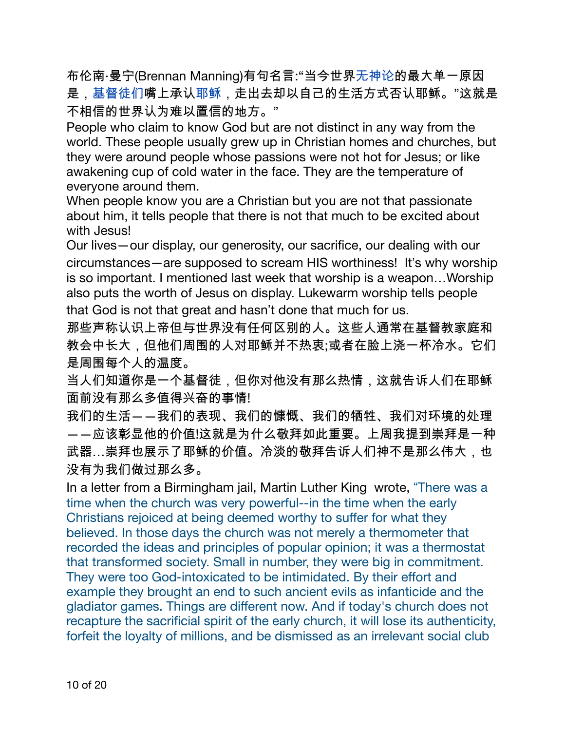布伦南·曼宁(Brennan Manning)有句名言:"当今世界无神论的最大单一原因是，基督徒们嘴上承认耶稣，走出去却以自己的生活方式否认耶稣。"这就是不相信的世界认为难以置信的地方。"

People who claim to know God but are not distinct in any way from the world. These people usually grew up in Christian homes and churches, but they were around people whose passions were not hot for Jesus; or like awakening cup of cold water in the face. They are the temperature of everyone around them.

When people know you are a Christian but you are not that passionate about him, it tells people that there is not that much to be excited about with Jesus!

Our lives—our display, our generosity, our sacrifice, our dealing with our circumstances—are supposed to scream HIS worthiness!  It's why worship is so important. I mentioned last week that worship is a weapon…Worship also puts the worth of Jesus on display. Lukewarm worship tells people that God is not that great and hasn't done that much for us.

那些声称认识上帝但与世界没有任何区别的人。这些人通常在基督教家庭和教会中长大，但他们周围的人对耶稣并不热衷;或者在脸上浇一杯冷水。它们是周围每个人的温度。

当人们知道你是一个基督徒，但你对他没有那么热情，这就告诉人们在耶稣面前没有那么多值得兴奋的事情!

我们的生活——我们的表现、我们的慷慨、我们的牺牲、我们对环境的处理——应该彰显他的价值!这就是为什么敬拜如此重要。上周我提到崇拜是一种武器…崇拜也展示了耶稣的价值。冷淡的敬拜告诉人们神不是那么伟大，也没有为我们做过那么多。

In a letter from a Birmingham jail, Martin Luther King  wrote, "There was a time when the church was very powerful--in the time when the early Christians rejoiced at being deemed worthy to suffer for what they believed. In those days the church was not merely a thermometer that recorded the ideas and principles of popular opinion; it was a thermostat that transformed society. Small in number, they were big in commitment. They were too God-intoxicated to be intimidated. By their effort and example they brought an end to such ancient evils as infanticide and the gladiator games. Things are different now. And if today's church does not recapture the sacrificial spirit of the early church, it will lose its authenticity, forfeit the loyalty of millions, and be dismissed as an irrelevant social club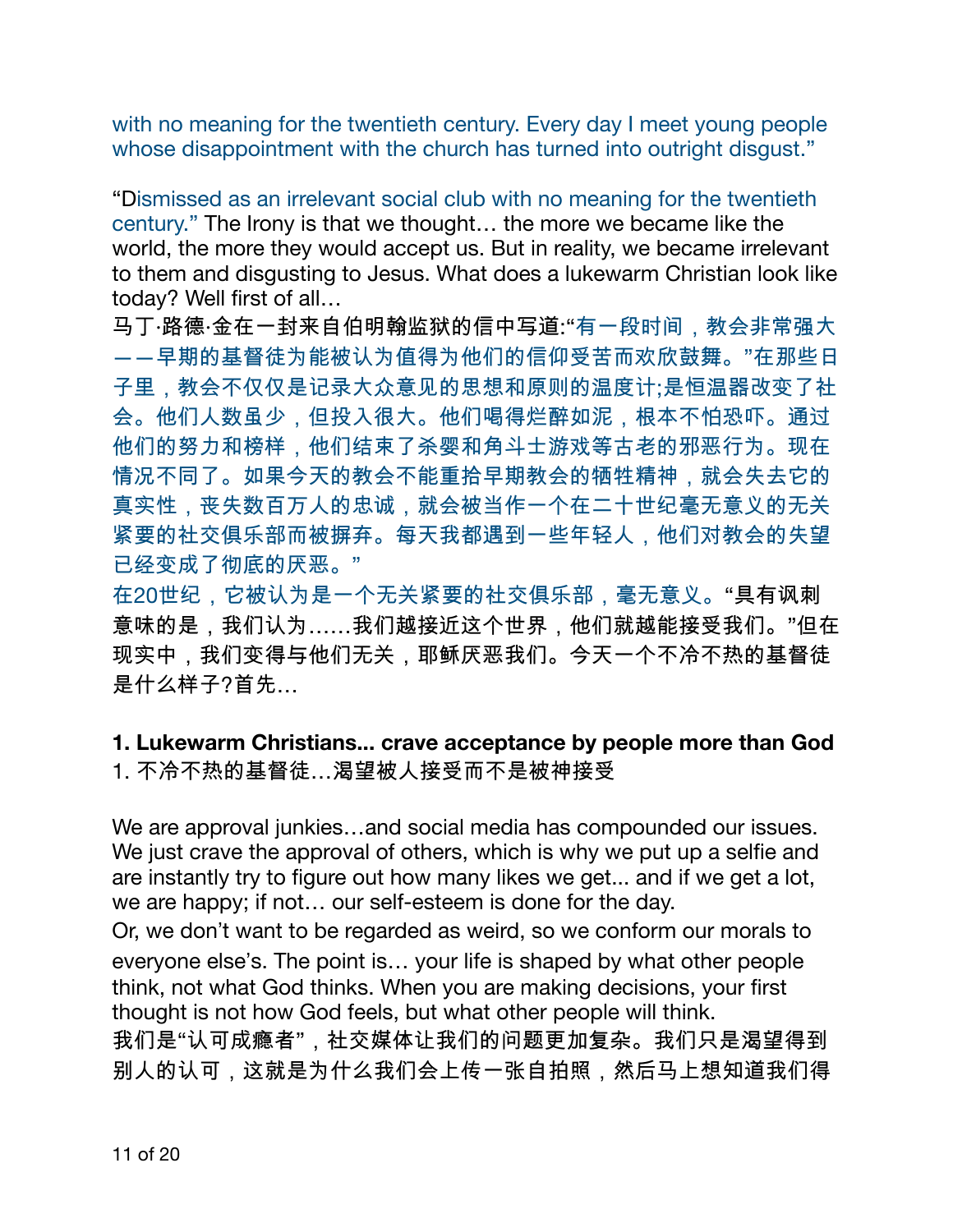with no meaning for the twentieth century. Every day I meet young people whose disappointment with the church has turned into outright disgust."

"Dismissed as an irrelevant social club with no meaning for the twentieth century." The Irony is that we thought… the more we became like the world, the more they would accept us. But in reality, we became irrelevant to them and disgusting to Jesus. What does a lukewarm Christian look like today? Well first of all…
马丁·路德·金在一封来自伯明翰监狱的信中写道:"有一段时间，教会非常强大——早期的基督徒为能被认为值得为他们的信仰受苦而欢欣鼓舞。"在那些日子里，教会不仅仅是记录大众意见的思想和原则的温度计;是恒温器改变了社会。他们人数虽少，但投入很大。他们喝得烂醉如泥，根本不怕恐吓。通过他们的努力和榜样，他们结束了杀婴和角斗士游戏等古老的邪恶行为。现在情况不同了。如果今天的教会不能重拾早期教会的牺牲精神，就会失去它的真实性，丧失数百万人的忠诚，就会被当作一个在二十世纪毫无意义的无关紧要的社交俱乐部而被摒弃。每天我都遇到一些年轻人，他们对教会的失望已经变成了彻底的厌恶。"
在20世纪，它被认为是一个无关紧要的社交俱乐部，毫无意义。"具有讽刺意味的是，我们认为……我们越接近这个世界，他们就越能接受我们。"但在现实中，我们变得与他们无关，耶稣厌恶我们。今天一个不冷不热的基督徒是什么样子?首先…

**1. Lukewarm Christians... crave acceptance by people more than God**
1. 不冷不热的基督徒…渴望被人接受而不是被神接受

We are approval junkies…and social media has compounded our issues. We just crave the approval of others, which is why we put up a selfie and are instantly try to figure out how many likes we get... and if we get a lot, we are happy; if not… our self-esteem is done for the day.
Or, we don't want to be regarded as weird, so we conform our morals to everyone else's. The point is… your life is shaped by what other people think, not what God thinks. When you are making decisions, your first thought is not how God feels, but what other people will think.
我们是"认可成瘾者"，社交媒体让我们的问题更加复杂。我们只是渴望得到别人的认可，这就是为什么我们会上传一张自拍照，然后马上想知道我们得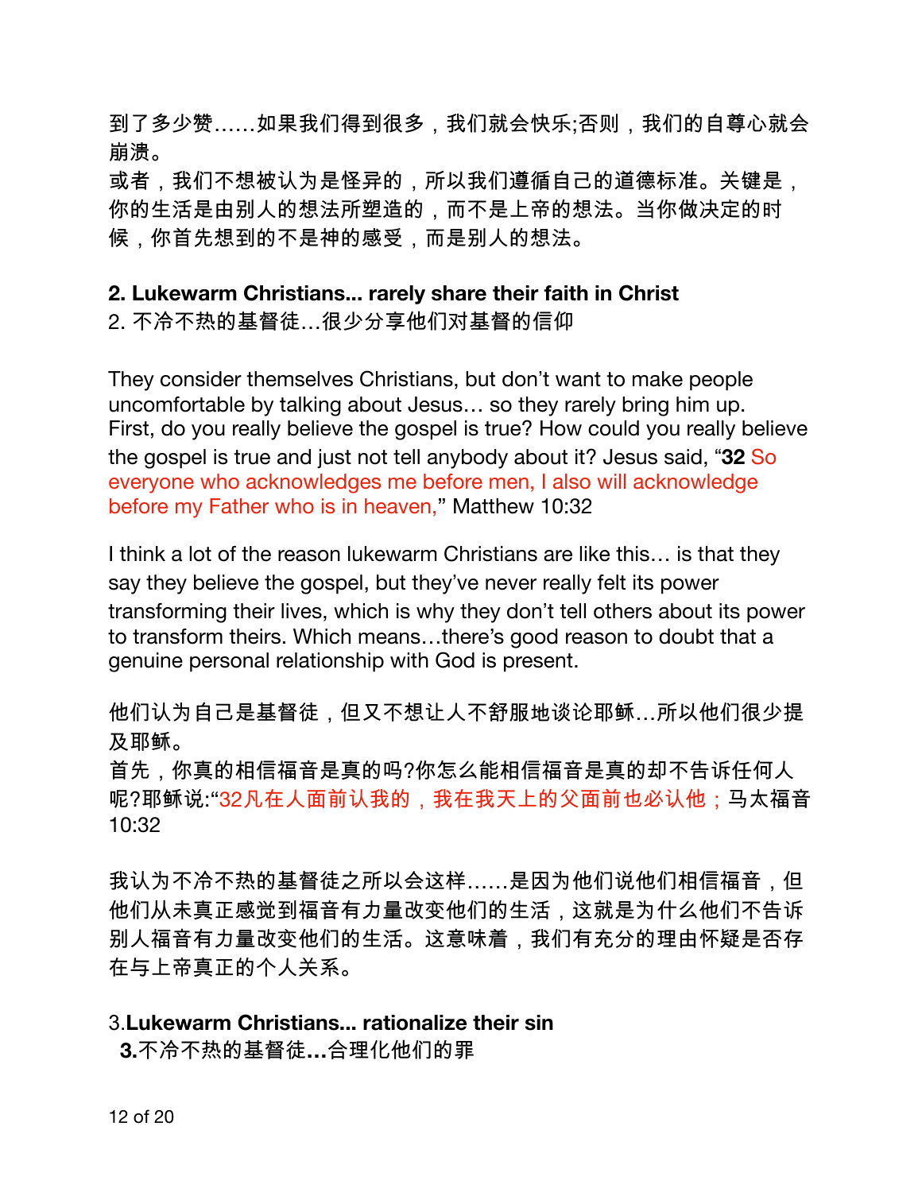到了多少赞……如果我们得到很多，我们就会快乐;否则，我们的自尊心就会崩溃。
或者，我们不想被认为是怪异的，所以我们遵循自己的道德标准。关键是，你的生活是由别人的想法所塑造的，而不是上帝的想法。当你做决定的时候，你首先想到的不是神的感受，而是别人的想法。

**2. Lukewarm Christians... rarely share their faith in Christ**
2. 不冷不热的基督徒…很少分享他们对基督的信仰

They consider themselves Christians, but don't want to make people uncomfortable by talking about Jesus… so they rarely bring him up.
First, do you really believe the gospel is true? How could you really believe the gospel is true and just not tell anybody about it? Jesus said, "**32** So everyone who acknowledges me before men, I also will acknowledge before my Father who is in heaven," Matthew 10:32

I think a lot of the reason lukewarm Christians are like this… is that they say they believe the gospel, but they've never really felt its power transforming their lives, which is why they don't tell others about its power to transform theirs. Which means…there's good reason to doubt that a genuine personal relationship with God is present.

他们认为自己是基督徒，但又不想让人不舒服地谈论耶稣…所以他们很少提及耶稣。
首先，你真的相信福音是真的吗?你怎么能相信福音是真的却不告诉任何人呢?耶稣说:"32凡在人面前认我的，我在我天上的父面前也必认他；马太福音10:32

我认为不冷不热的基督徒之所以会这样……是因为他们说他们相信福音，但他们从未真正感觉到福音有力量改变他们的生活，这就是为什么他们不告诉别人福音有力量改变他们的生活。这意味着，我们有充分的理由怀疑是否存在与上帝真正的个人关系。

3.**Lukewarm Christians... rationalize their sin**
**3.**不冷不热的基督徒**…**合理化他们的罪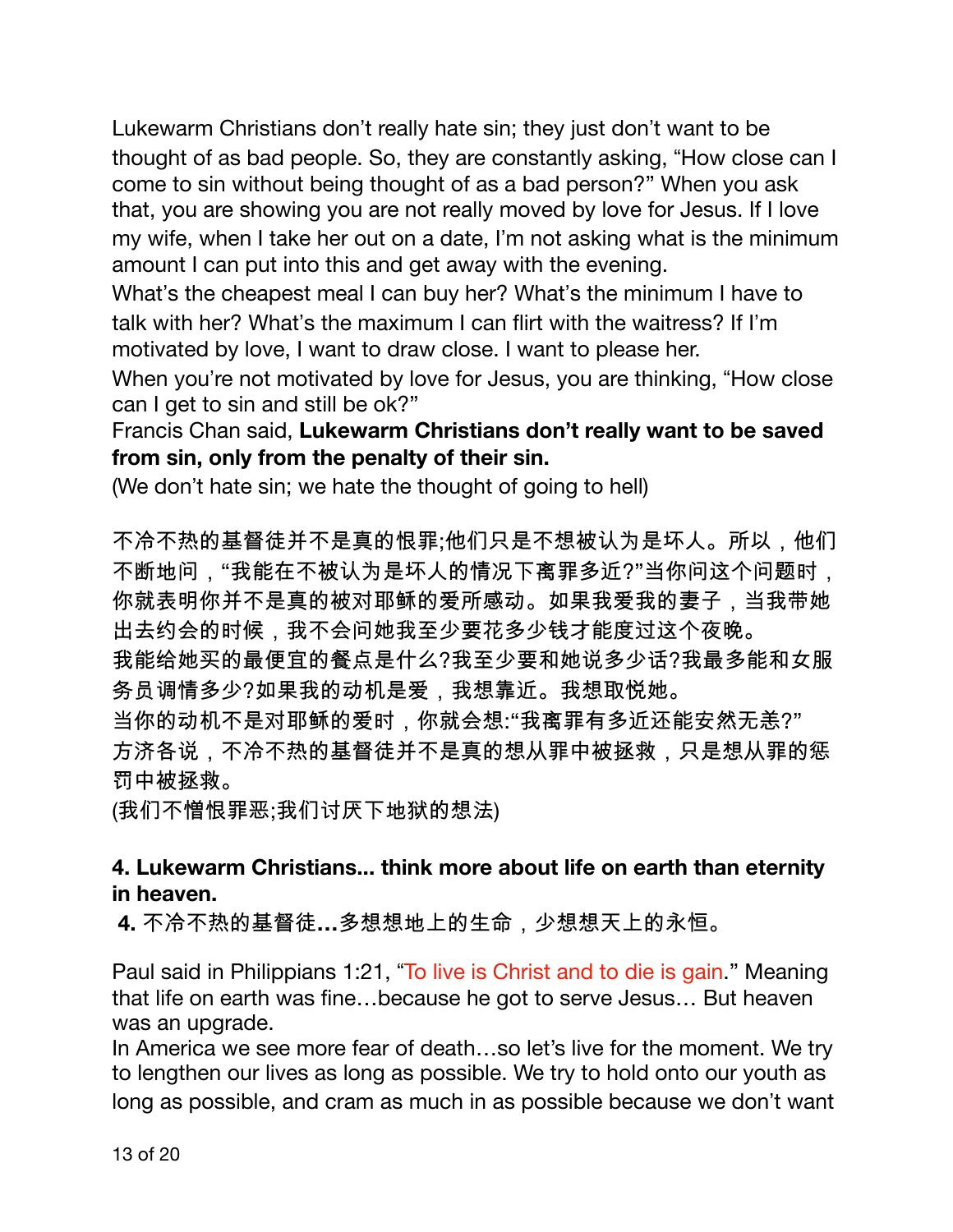Lukewarm Christians don't really hate sin; they just don't want to be thought of as bad people. So, they are constantly asking, "How close can I come to sin without being thought of as a bad person?" When you ask that, you are showing you are not really moved by love for Jesus. If I love my wife, when I take her out on a date, I'm not asking what is the minimum amount I can put into this and get away with the evening.
What's the cheapest meal I can buy her? What's the minimum I have to talk with her? What's the maximum I can flirt with the waitress? If I'm motivated by love, I want to draw close. I want to please her.
When you're not motivated by love for Jesus, you are thinking, "How close can I get to sin and still be ok?"
Francis Chan said, **Lukewarm Christians don't really want to be saved from sin, only from the penalty of their sin.**
(We don't hate sin; we hate the thought of going to hell)

不冷不热的基督徒并不是真的恨罪;他们只是不想被认为是坏人。所以，他们不断地问，"我能在不被认为是坏人的情况下离罪多近?"当你问这个问题时，你就表明你并不是真的被对耶稣的爱所感动。如果我爱我的妻子，当我带她出去约会的时候，我不会问她我至少要花多少钱才能度过这个夜晚。
我能给她买的最便宜的餐点是什么?我至少要和她说多少话?我最多能和女服务员调情多少?如果我的动机是爱，我想靠近。我想取悦她。
当你的动机不是对耶稣的爱时，你就会想:"我离罪有多近还能安然无恙?"
方济各说，不冷不热的基督徒并不是真的想从罪中被拯救，只是想从罪的惩罚中被拯救。
(我们不憎恨罪恶;我们讨厌下地狱的想法)

**4. Lukewarm Christians... think more about life on earth than eternity in heaven.**
**4.** 不冷不热的基督徒**…**多想想地上的生命，少想想天上的永恒。

Paul said in Philippians 1:21, "To live is Christ and to die is gain." Meaning that life on earth was fine…because he got to serve Jesus… But heaven was an upgrade.
In America we see more fear of death…so let's live for the moment. We try to lengthen our lives as long as possible. We try to hold onto our youth as long as possible, and cram as much in as possible because we don't want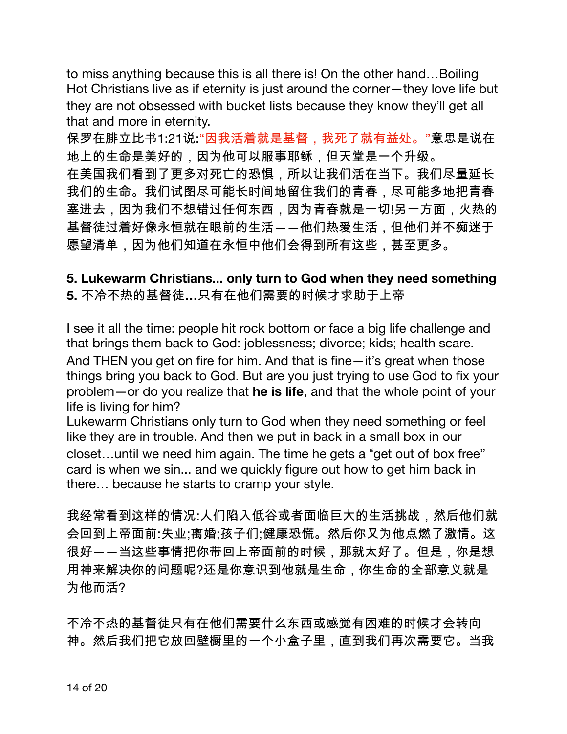to miss anything because this is all there is! On the other hand…Boiling Hot Christians live as if eternity is just around the corner—they love life but they are not obsessed with bucket lists because they know they'll get all that and more in eternity.

保罗在腓立比书1:21说:"因我活着就是基督，我死了就有益处。"意思是说在地上的生命是美好的，因为他可以服事耶稣，但天堂是一个升级。

在美国我们看到了更多对死亡的恐惧，所以让我们活在当下。我们尽量延长我们的生命。我们试图尽可能长时间地留住我们的青春，尽可能多地把青春塞进去，因为我们不想错过任何东西，因为青春就是一切!另一方面，火热的基督徒过着好像永恒就在眼前的生活——他们热爱生活，但他们并不痴迷于愿望清单，因为他们知道在永恒中他们会得到所有这些，甚至更多。

**5. Lukewarm Christians... only turn to God when they need something**

**5.** 不冷不热的基督徒**…**只有在他们需要的时候才求助于上帝

I see it all the time: people hit rock bottom or face a big life challenge and that brings them back to God: joblessness; divorce; kids; health scare. And THEN you get on fire for him. And that is fine—it's great when those things bring you back to God. But are you just trying to use God to fix your problem—or do you realize that **he is life**, and that the whole point of your life is living for him?

Lukewarm Christians only turn to God when they need something or feel like they are in trouble. And then we put in back in a small box in our closet…until we need him again. The time he gets a "get out of box free" card is when we sin... and we quickly figure out how to get him back in there… because he starts to cramp your style.

我经常看到这样的情况:人们陷入低谷或者面临巨大的生活挑战，然后他们就会回到上帝面前:失业;离婚;孩子们;健康恐慌。然后你又为他点燃了激情。这很好——当这些事情把你带回上帝面前的时候，那就太好了。但是，你是想用神来解决你的问题呢?还是你意识到他就是生命，你生命的全部意义就是为他而活?

不冷不热的基督徒只有在他们需要什么东西或感觉有困难的时候才会转向神。然后我们把它放回壁橱里的一个小盒子里，直到我们再次需要它。当我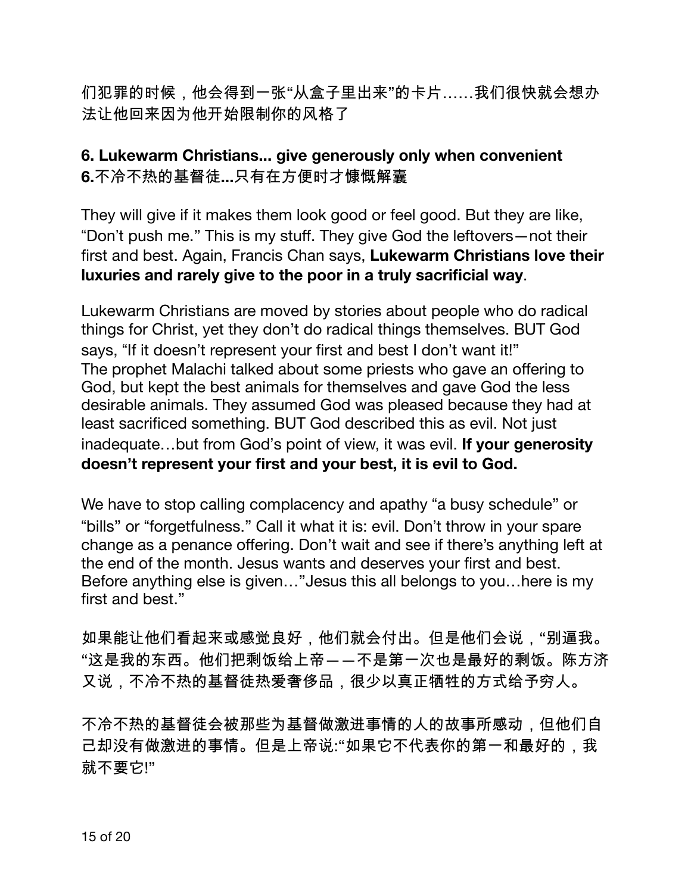们犯罪的时候，他会得到一张“从盒子里出来”的卡片……我们很快就会想办法让他回来因为他开始限制你的风格了

**6. Lukewarm Christians... give generously only when convenient**
**6.**不冷不热的基督徒**...**只有在方便时才慷慨解囊

They will give if it makes them look good or feel good. But they are like, “Don’t push me.” This is my stuff. They give God the leftovers—not their first and best. Again, Francis Chan says, **Lukewarm Christians love their luxuries and rarely give to the poor in a truly sacrificial way**.

Lukewarm Christians are moved by stories about people who do radical things for Christ, yet they don’t do radical things themselves. BUT God says, “If it doesn’t represent your first and best I don’t want it!” The prophet Malachi talked about some priests who gave an offering to God, but kept the best animals for themselves and gave God the less desirable animals. They assumed God was pleased because they had at least sacrificed something. BUT God described this as evil. Not just inadequate…but from God’s point of view, it was evil. **If your generosity doesn’t represent your first and your best, it is evil to God.**

We have to stop calling complacency and apathy “a busy schedule” or “bills” or “forgetfulness.” Call it what it is: evil. Don’t throw in your spare change as a penance offering. Don’t wait and see if there’s anything left at the end of the month. Jesus wants and deserves your first and best. Before anything else is given…”Jesus this all belongs to you…here is my first and best.”

如果能让他们看起来或感觉良好，他们就会付出。但是他们会说，“别逼我。“这是我的东西。他们把剩饭给上帝——不是第一次也是最好的剩饭。陈方济又说，不冷不热的基督徒热爱奢侈品，很少以真正牺牲的方式给予穷人。

不冷不热的基督徒会被那些为基督做激进事情的人的故事所感动，但他们自己却没有做激进的事情。但是上帝说:“如果它不代表你的第一和最好的，我就不要它!”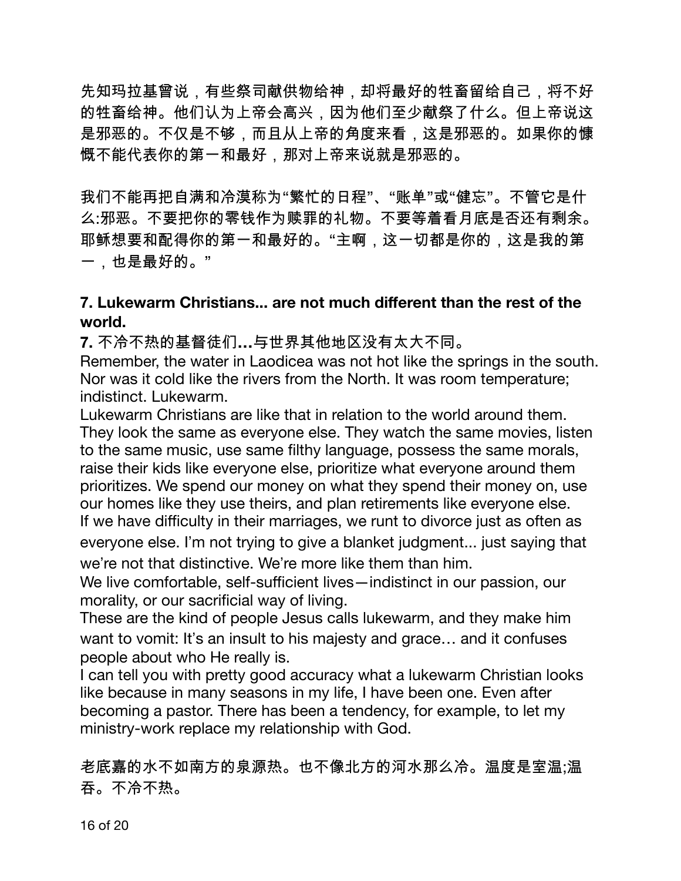先知玛拉基曾说，有些祭司献供物给神，却将最好的牲畜留给自己，将不好的牲畜给神。他们认为上帝会高兴，因为他们至少献祭了什么。但上帝说这是邪恶的。不仅是不够，而且从上帝的角度来看，这是邪恶的。如果你的慷慨不能代表你的第一和最好，那对上帝来说就是邪恶的。

我们不能再把自满和冷漠称为“繁忙的日程”、“账单”或“健忘”。不管它是什么:邪恶。不要把你的零钱作为赎罪的礼物。不要等着看月底是否还有剩余。耶稣想要和配得你的第一和最好的。“主啊，这一切都是你的，这是我的第一，也是最好的。”

**7. Lukewarm Christians... are not much different than the rest of the world.**

**7.** 不冷不热的基督徒们**…**与世界其他地区没有太大不同。

Remember, the water in Laodicea was not hot like the springs in the south. Nor was it cold like the rivers from the North. It was room temperature; indistinct. Lukewarm.

Lukewarm Christians are like that in relation to the world around them. They look the same as everyone else. They watch the same movies, listen to the same music, use same filthy language, possess the same morals, raise their kids like everyone else, prioritize what everyone around them prioritizes. We spend our money on what they spend their money on, use our homes like they use theirs, and plan retirements like everyone else. If we have difficulty in their marriages, we runt to divorce just as often as everyone else. I'm not trying to give a blanket judgment... just saying that we're not that distinctive. We're more like them than him.

We live comfortable, self-sufficient lives—indistinct in our passion, our morality, or our sacrificial way of living.

These are the kind of people Jesus calls lukewarm, and they make him want to vomit: It's an insult to his majesty and grace… and it confuses people about who He really is.

I can tell you with pretty good accuracy what a lukewarm Christian looks like because in many seasons in my life, I have been one. Even after becoming a pastor. There has been a tendency, for example, to let my ministry-work replace my relationship with God.

老底嘉的水不如南方的泉源热。也不像北方的河水那么冷。温度是室温;温吞。不冷不热。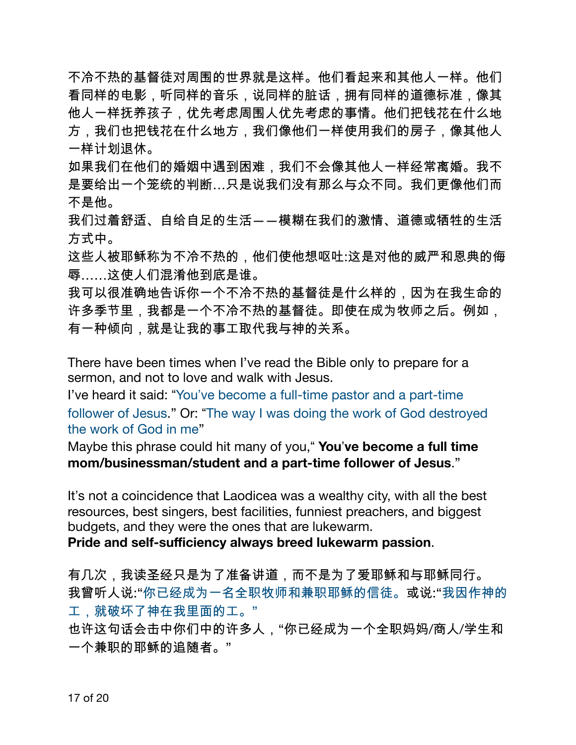不冷不热的基督徒对周围的世界就是这样。他们看起来和其他人一样。他们看同样的电影，听同样的音乐，说同样的脏话，拥有同样的道德标准，像其他人一样抚养孩子，优先考虑周围人优先考虑的事情。他们把钱花在什么地方，我们也把钱花在什么地方，我们像他们一样使用我们的房子，像其他人一样计划退休。

如果我们在他们的婚姻中遇到困难，我们不会像其他人一样经常离婚。我不是要给出一个笼统的判断...只是说我们没有那么与众不同。我们更像他们而不是他。

我们过着舒适、自给自足的生活——模糊在我们的激情、道德或牺牲的生活方式中。

这些人被耶稣称为不冷不热的，他们使他想呕吐:这是对他的威严和恩典的侮辱......这使人们混淆他到底是谁。

我可以很准确地告诉你一个不冷不热的基督徒是什么样的，因为在我生命的许多季节里，我都是一个不冷不热的基督徒。即使在成为牧师之后。例如，有一种倾向，就是让我的事工取代我与神的关系。

There have been times when I've read the Bible only to prepare for a sermon, and not to love and walk with Jesus.

I've heard it said: "You've become a full-time pastor and a part-time follower of Jesus." Or: "The way I was doing the work of God destroyed the work of God in me"

Maybe this phrase could hit many of you," **You've become a full time mom/businessman/student and a part-time follower of Jesus**."

It's not a coincidence that Laodicea was a wealthy city, with all the best resources, best singers, best facilities, funniest preachers, and biggest budgets, and they were the ones that are lukewarm.

**Pride and self-sufficiency always breed lukewarm passion**.

有几次，我读圣经只是为了准备讲道，而不是为了爱耶稣和与耶稣同行。

我曾听人说:"你已经成为一名全职牧师和兼职耶稣的信徒。或说:"我因作神的工，就破坏了神在我里面的工。"

也许这句话会击中你们中的许多人，"你已经成为一个全职妈妈/商人/学生和一个兼职的耶稣的追随者。"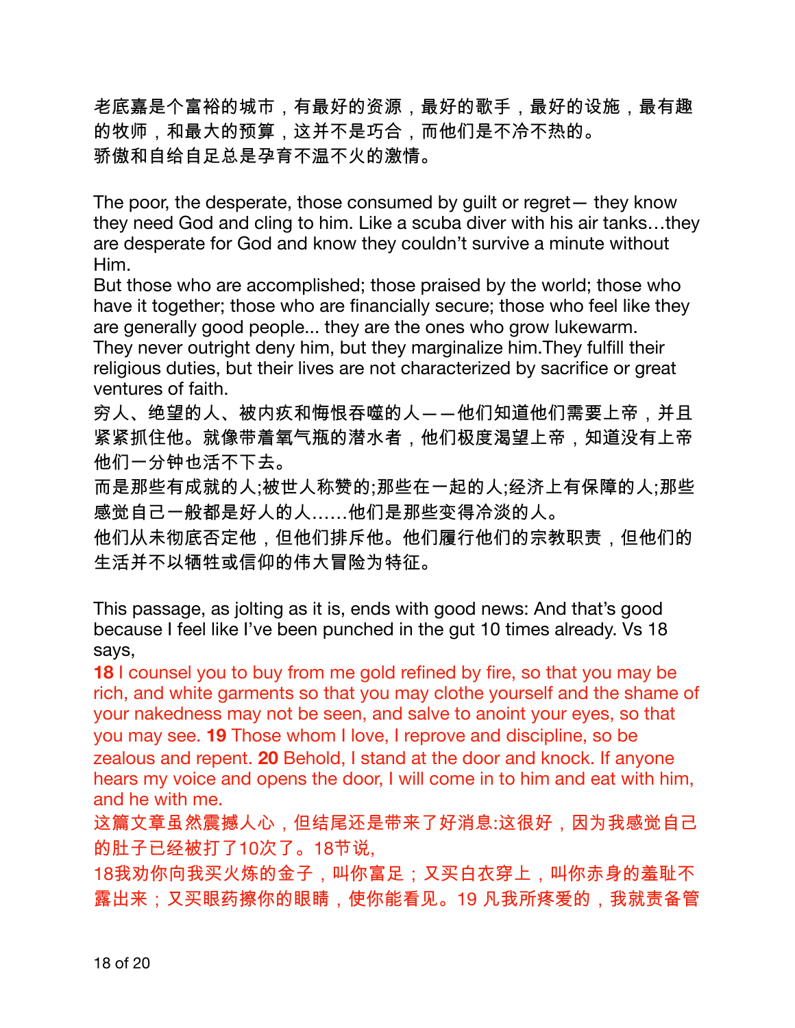老底嘉是个富裕的城市，有最好的资源，最好的歌手，最好的设施，最有趣的牧师，和最大的预算，这并不是巧合，而他们是不冷不热的。
骄傲和自给自足总是孕育不温不火的激情。

The poor, the desperate, those consumed by guilt or regret— they know they need God and cling to him. Like a scuba diver with his air tanks…they are desperate for God and know they couldn't survive a minute without Him.
But those who are accomplished; those praised by the world; those who have it together; those who are financially secure; those who feel like they are generally good people... they are the ones who grow lukewarm.
They never outright deny him, but they marginalize him.They fulfill their religious duties, but their lives are not characterized by sacrifice or great ventures of faith.
穷人、绝望的人、被内疚和悔恨吞噬的人——他们知道他们需要上帝，并且紧紧抓住他。就像带着氧气瓶的潜水者，他们极度渴望上帝，知道没有上帝他们一分钟也活不下去。
而是那些有成就的人;被世人称赞的;那些在一起的人;经济上有保障的人;那些感觉自己一般都是好人的人……他们是那些变得冷淡的人。
他们从未彻底否定他，但他们排斥他。他们履行他们的宗教职责，但他们的生活并不以牺牲或信仰的伟大冒险为特征。

This passage, as jolting as it is, ends with good news: And that's good because I feel like I've been punched in the gut 10 times already. Vs 18 says,
**18** I counsel you to buy from me gold refined by fire, so that you may be rich, and white garments so that you may clothe yourself and the shame of your nakedness may not be seen, and salve to anoint your eyes, so that you may see. **19** Those whom I love, I reprove and discipline, so be zealous and repent. **20** Behold, I stand at the door and knock. If anyone hears my voice and opens the door, I will come in to him and eat with him, and he with me.
这篇文章虽然震撼人心，但结尾还是带来了好消息:这很好，因为我感觉自己的肚子已经被打了10次了。18节说,
18我劝你向我买火炼的金子，叫你富足；又买白衣穿上，叫你赤身的羞耻不露出来；又买眼药擦你的眼睛，使你能看见。19 凡我所疼爱的，我就责备管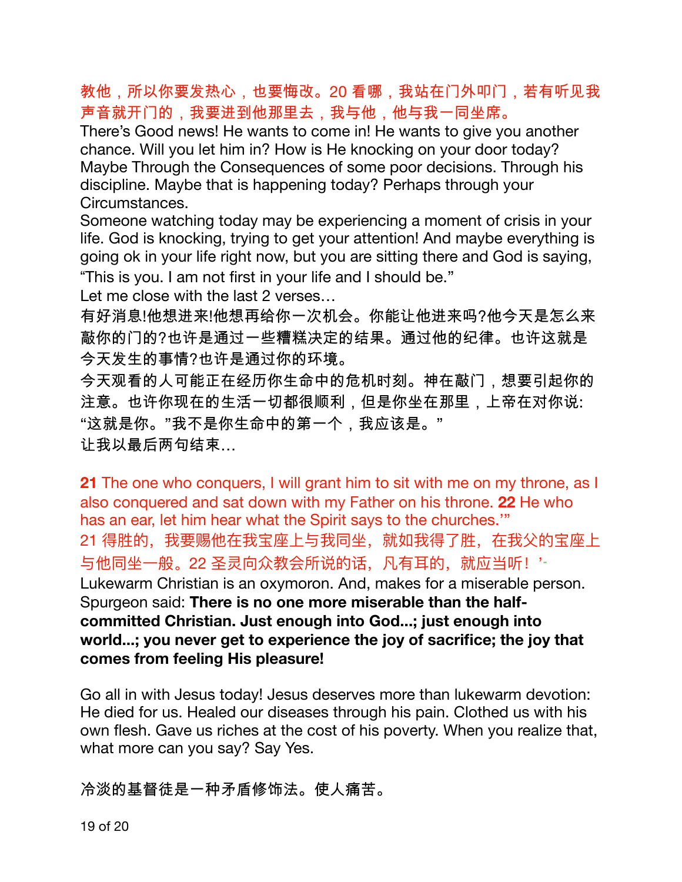教他，所以你要发热心，也要悔改。20 看哪，我站在门外叩门，若有听见我声音就开门的，我要进到他那里去，我与他，他与我一同坐席。

There's Good news! He wants to come in! He wants to give you another chance. Will you let him in? How is He knocking on your door today? Maybe Through the Consequences of some poor decisions. Through his discipline. Maybe that is happening today? Perhaps through your Circumstances.

Someone watching today may be experiencing a moment of crisis in your life. God is knocking, trying to get your attention! And maybe everything is going ok in your life right now, but you are sitting there and God is saying, "This is you. I am not first in your life and I should be."

Let me close with the last 2 verses…

有好消息!他想进来!他想再给你一次机会。你能让他进来吗?他今天是怎么来敲你的门的?也许是通过一些糟糕决定的结果。通过他的纪律。也许这就是今天发生的事情?也许是通过你的环境。

今天观看的人可能正在经历你生命中的危机时刻。神在敲门，想要引起你的注意。也许你现在的生活一切都很顺利，但是你坐在那里，上帝在对你说: "这就是你。"我不是你生命中的第一个，我应该是。"

让我以最后两句结束…

**21** The one who conquers, I will grant him to sit with me on my throne, as I also conquered and sat down with my Father on his throne. **22** He who has an ear, let him hear what the Spirit says to the churches.'"

21 得胜的，我要赐他在我宝座上与我同坐，就如我得了胜，在我父的宝座上与他同坐一般。22 圣灵向众教会所说的话，凡有耳的，就应当听！'"

Lukewarm Christian is an oxymoron. And, makes for a miserable person. Spurgeon said: **There is no one more miserable than the half-committed Christian. Just enough into God...; just enough into world...; you never get to experience the joy of sacrifice; the joy that comes from feeling His pleasure!**

Go all in with Jesus today! Jesus deserves more than lukewarm devotion: He died for us. Healed our diseases through his pain. Clothed us with his own flesh. Gave us riches at the cost of his poverty. When you realize that, what more can you say? Say Yes.

冷淡的基督徒是一种矛盾修饰法。使人痛苦。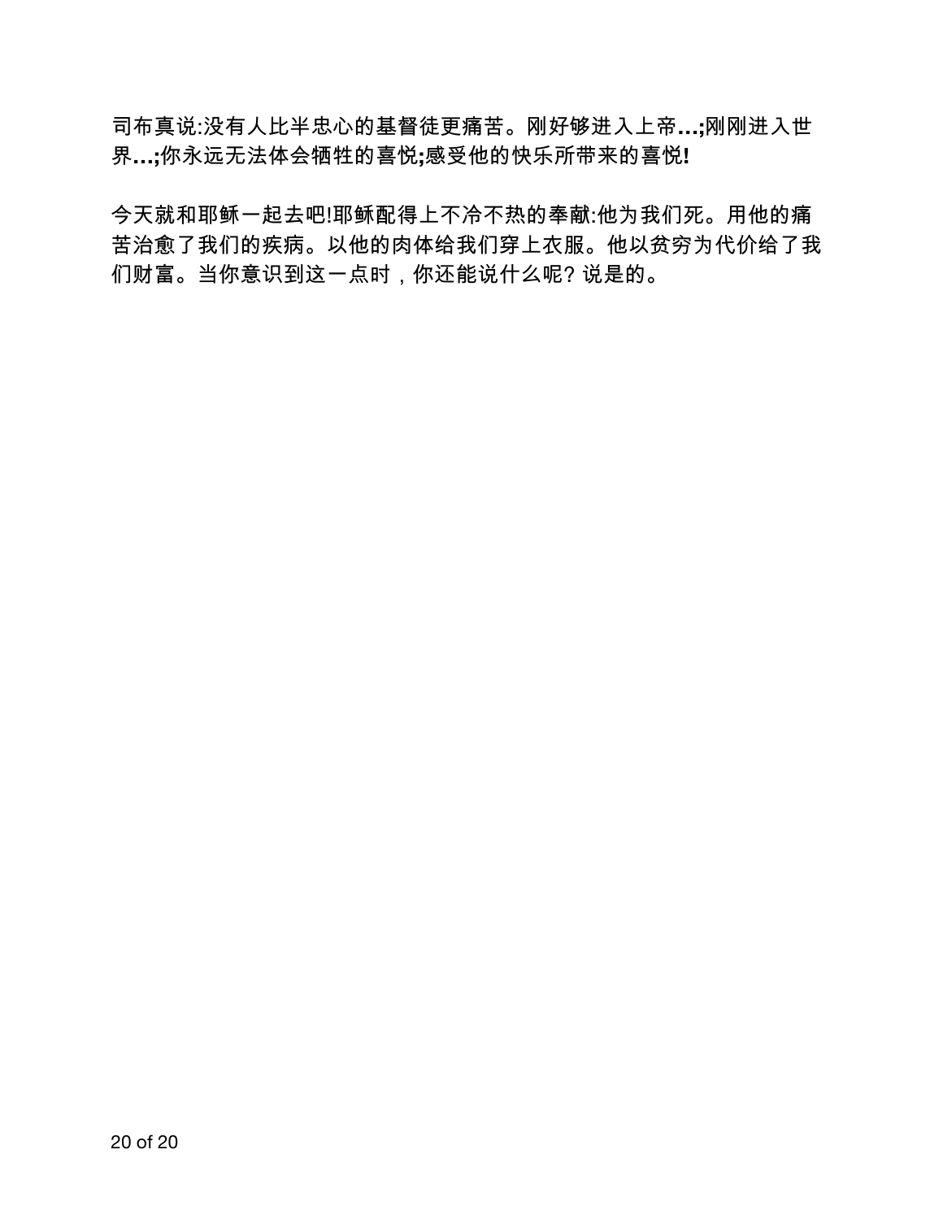司布真说:没有人比半忠心的基督徒更痛苦。刚好够进入上帝**…;**刚刚进入世界**…;**你永远无法体会牺牲的喜悦**;**感受他的快乐所带来的喜悦**!**

今天就和耶稣一起去吧!耶稣配得上不冷不热的奉献:他为我们死。用他的痛苦治愈了我们的疾病。以他的肉体给我们穿上衣服。他以贫穷为代价给了我们财富。当你意识到这一点时，你还能说什么呢? 说是的。